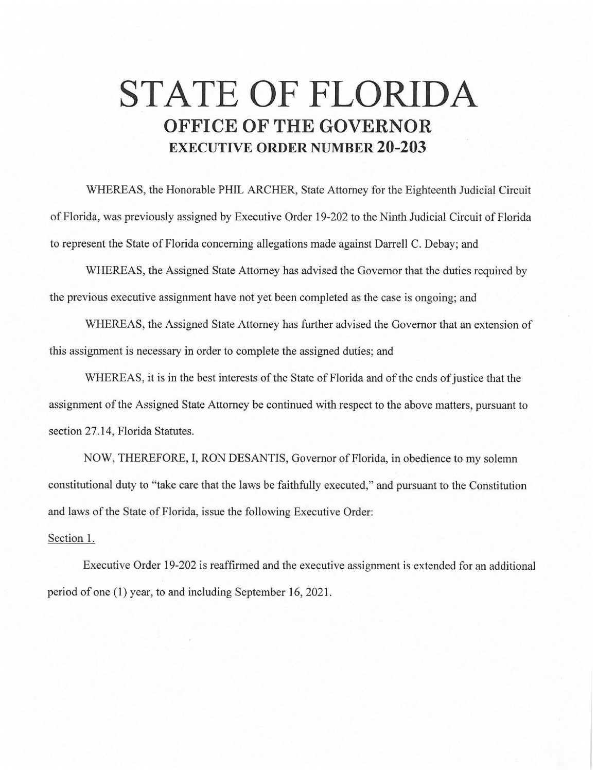# STATE OF FLORIDA

## OFFICE OF THE GOVERNOR

### EXECUTIVE ORDER NUMBER 20-203

WHEREAS, the Honorable PHIL ARCHER, State Attorney for the Eighteenth Judicial Circuit of Florida, was previously assigned by Executive Order 19-202 to the Ninth Judicial Circuit of Florida to represent the State of Florida concerning allegations made against Darrell C. Debay; and

WHEREAS, the Assigned State Attorney has advised the Governor that the duties required by the previous executive assignment have not yet been completed as the case is ongoing; and

WHEREAS, the Assigned State Attorney has further advised the Governor that an extension of this assignment is necessary in order to complete the assigned duties; and

WHEREAS, it is in the best interests of the State of Florida and of the ends of justice that the assignment of the Assigned State Attorney be continued with respect to the above matters, pursuant to section 27.14, Florida Statutes.

NOW, THEREFORE, I, RON DESANTIS, Governor of Florida, in obedience to my solemn constitutional duty to "take care that the laws be faithfully executed," and pursuant to the Constitution and laws of the State of Florida, issue the following Executive Order:

Section 1.

Executive Order 19-202 is reaffirmed and the executive assignment is extended for an additional period of one (1) year, to and including September 16, 2021.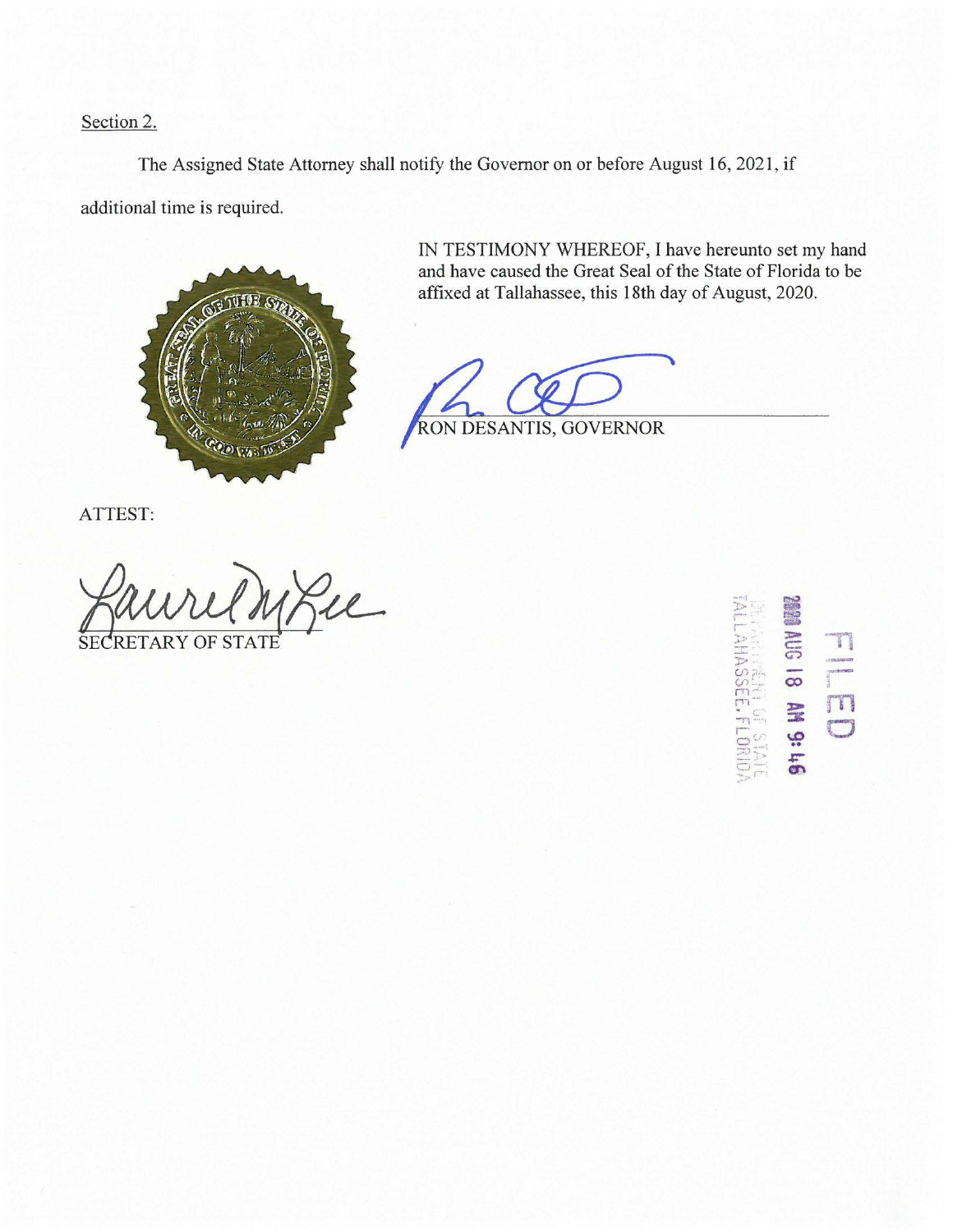Section 2.

The Assigned State Attorney shall notify the Governor on or before August 16, 2021, if additional time is required.

IN TESTIMONY WHEREOF, I have hereunto set my hand and have caused the Great Seal of the State of Florida to be affixed at Tallahassee, this 18th day of August, 2020.

RON DESANTIS, GOVERNOR

ATTEST:

SECRETARY OF STATE

FILED

2020 AUG 18 AM 9:46

DEPARTMENT OF STATE
TALLAHASSEE, FLORIDA